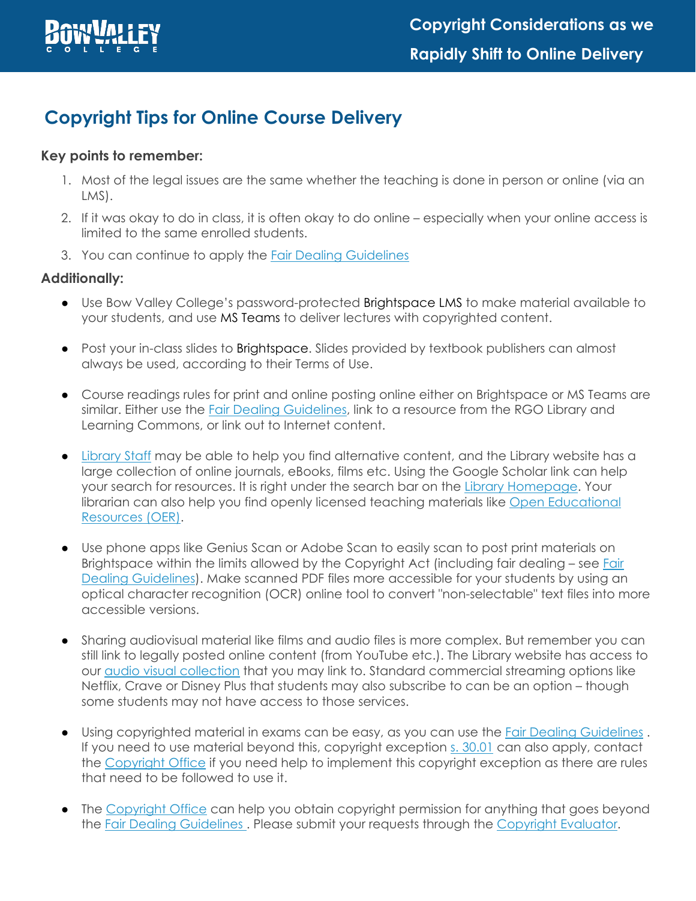# Copyright Considerations as we Rapidly Shift to Online Delivery

## Copyright Tips for Online Course Delivery

**Key points to remember:**

1. Most of the legal issues are the same whether the teaching is done in person or online (via an LMS).
2. If it was okay to do in class, it is often okay to do online – especially when your online access is limited to the same enrolled students.
3. You can continue to apply the Fair Dealing Guidelines

**Additionally:**

- Use Bow Valley College's password-protected Brightspace LMS to make material available to your students, and use MS Teams to deliver lectures with copyrighted content.

- Post your in-class slides to Brightspace. Slides provided by textbook publishers can almost always be used, according to their Terms of Use.

- Course readings rules for print and online posting online either on Brightspace or MS Teams are similar. Either use the Fair Dealing Guidelines, link to a resource from the RGO Library and Learning Commons, or link out to Internet content.

- Library Staff may be able to help you find alternative content, and the Library website has a large collection of online journals, eBooks, films etc. Using the Google Scholar link can help your search for resources. It is right under the search bar on the Library Homepage. Your librarian can also help you find openly licensed teaching materials like Open Educational Resources (OER).

- Use phone apps like Genius Scan or Adobe Scan to easily scan to post print materials on Brightspace within the limits allowed by the Copyright Act (including fair dealing – see Fair Dealing Guidelines). Make scanned PDF files more accessible for your students by using an optical character recognition (OCR) online tool to convert "non-selectable" text files into more accessible versions.

- Sharing audiovisual material like films and audio files is more complex. But remember you can still link to legally posted online content (from YouTube etc.). The Library website has access to our audio visual collection that you may link to. Standard commercial streaming options like Netflix, Crave or Disney Plus that students may also subscribe to can be an option – though some students may not have access to those services.

- Using copyrighted material in exams can be easy, as you can use the Fair Dealing Guidelines . If you need to use material beyond this, copyright exception s. 30.01 can also apply, contact the Copyright Office if you need help to implement this copyright exception as there are rules that need to be followed to use it.

- The Copyright Office can help you obtain copyright permission for anything that goes beyond the Fair Dealing Guidelines . Please submit your requests through the Copyright Evaluator.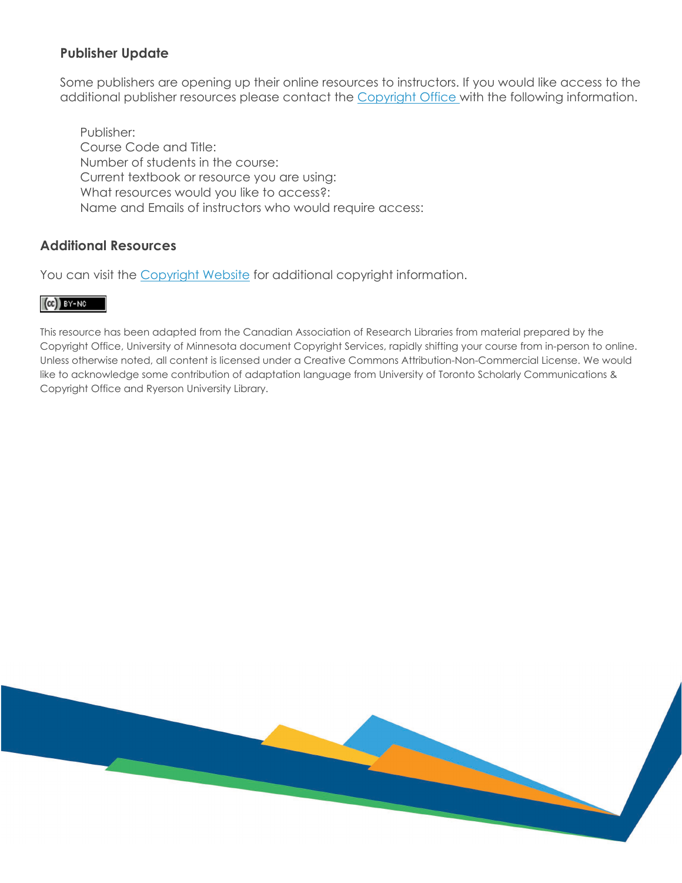### Publisher Update

Some publishers are opening up their online resources to instructors. If you would like access to the additional publisher resources please contact the Copyright Office with the following information.

Publisher:
Course Code and Title:
Number of students in the course:
Current textbook or resource you are using:
What resources would you like to access?:
Name and Emails of instructors who would require access:

### Additional Resources

You can visit the Copyright Website for additional copyright information.

(cc) BY-NC

This resource has been adapted from the Canadian Association of Research Libraries from material prepared by the Copyright Office, University of Minnesota document Copyright Services, rapidly shifting your course from in-person to online. Unless otherwise noted, all content is licensed under a Creative Commons Attribution-Non-Commercial License. We would like to acknowledge some contribution of adaptation language from University of Toronto Scholarly Communications & Copyright Office and Ryerson University Library.